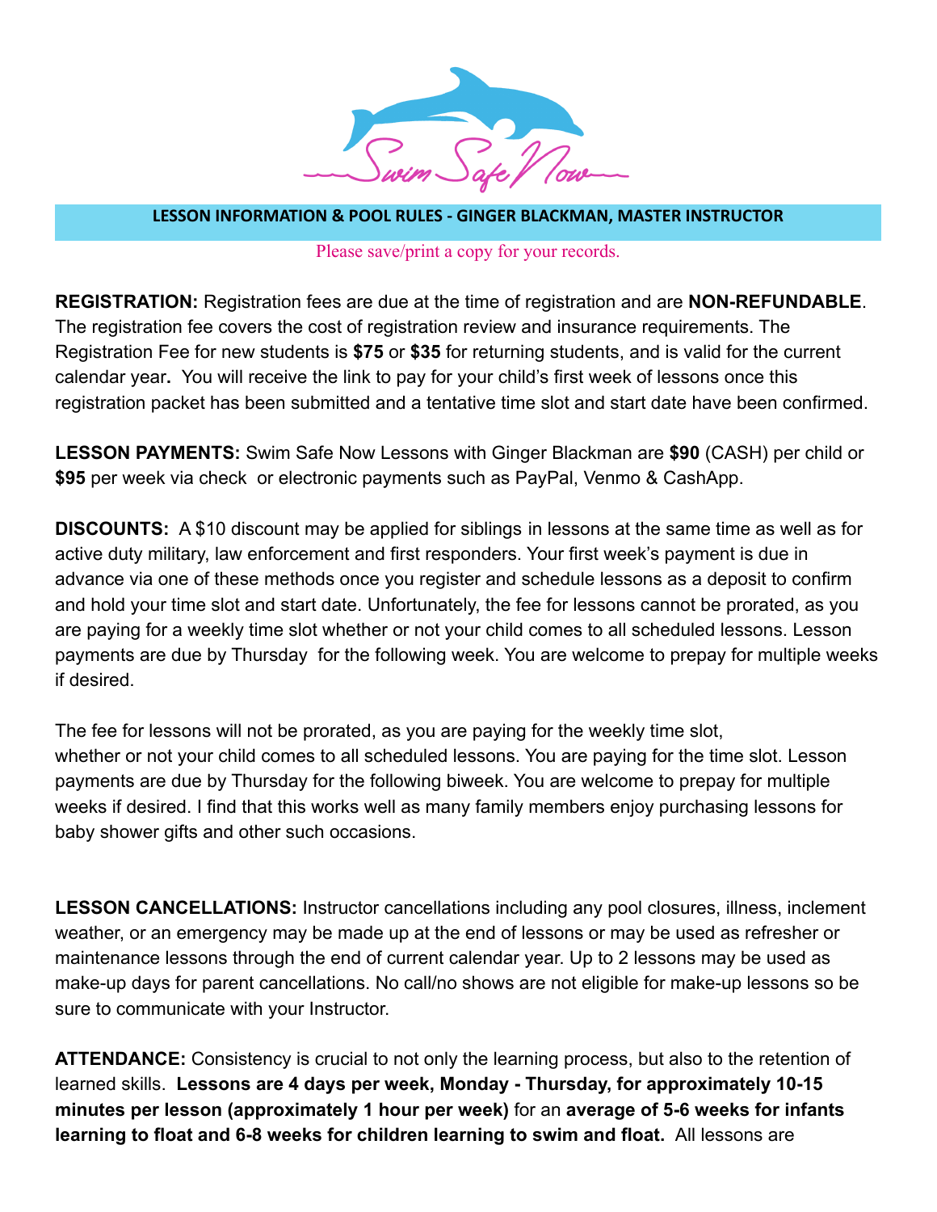Swim Safe Now

## LESSON INFORMATION & POOL RULES - GINGER BLACKMAN, MASTER INSTRUCTOR

Please save/print a copy for your records.

**REGISTRATION:** Registration fees are due at the time of registration and are **NON-REFUNDABLE**. The registration fee covers the cost of registration review and insurance requirements. The Registration Fee for new students is **$75** or **$35** for returning students, and is valid for the current calendar year**.** You will receive the link to pay for your child's first week of lessons once this registration packet has been submitted and a tentative time slot and start date have been confirmed.

**LESSON PAYMENTS:** Swim Safe Now Lessons with Ginger Blackman are **$90** (CASH) per child or **$95** per week via check or electronic payments such as PayPal, Venmo & CashApp.

**DISCOUNTS:** A $10 discount may be applied for siblings in lessons at the same time as well as for active duty military, law enforcement and first responders. Your first week's payment is due in advance via one of these methods once you register and schedule lessons as a deposit to confirm and hold your time slot and start date. Unfortunately, the fee for lessons cannot be prorated, as you are paying for a weekly time slot whether or not your child comes to all scheduled lessons. Lesson payments are due by Thursday for the following week. You are welcome to prepay for multiple weeks if desired.

The fee for lessons will not be prorated, as you are paying for the weekly time slot, whether or not your child comes to all scheduled lessons. You are paying for the time slot. Lesson payments are due by Thursday for the following biweek. You are welcome to prepay for multiple weeks if desired. I find that this works well as many family members enjoy purchasing lessons for baby shower gifts and other such occasions.

**LESSON CANCELLATIONS:** Instructor cancellations including any pool closures, illness, inclement weather, or an emergency may be made up at the end of lessons or may be used as refresher or maintenance lessons through the end of current calendar year. Up to 2 lessons may be used as make-up days for parent cancellations. No call/no shows are not eligible for make-up lessons so be sure to communicate with your Instructor.

**ATTENDANCE:** Consistency is crucial to not only the learning process, but also to the retention of learned skills. **Lessons are 4 days per week, Monday - Thursday, for approximately 10-15 minutes per lesson (approximately 1 hour per week)** for an **average of 5-6 weeks for infants learning to float and 6-8 weeks for children learning to swim and float.** All lessons are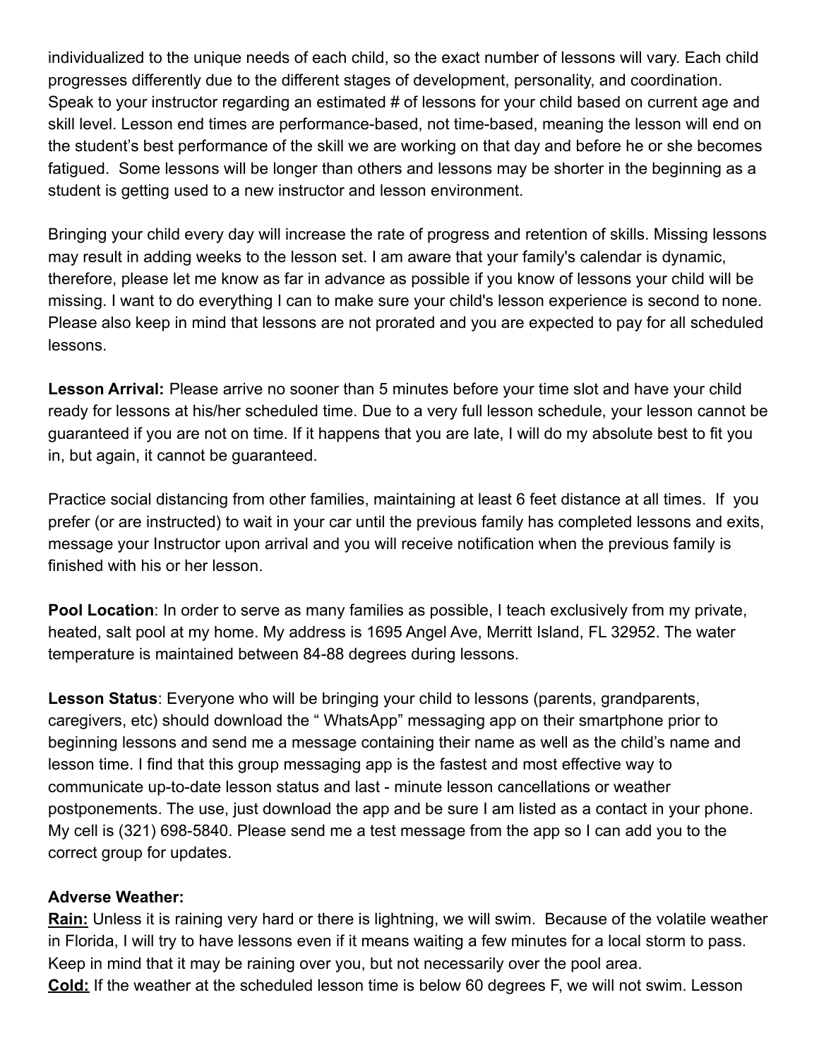individualized to the unique needs of each child, so the exact number of lessons will vary. Each child progresses differently due to the different stages of development, personality, and coordination. Speak to your instructor regarding an estimated # of lessons for your child based on current age and skill level. Lesson end times are performance-based, not time-based, meaning the lesson will end on the student's best performance of the skill we are working on that day and before he or she becomes fatigued. Some lessons will be longer than others and lessons may be shorter in the beginning as a student is getting used to a new instructor and lesson environment.

Bringing your child every day will increase the rate of progress and retention of skills. Missing lessons may result in adding weeks to the lesson set. I am aware that your family's calendar is dynamic, therefore, please let me know as far in advance as possible if you know of lessons your child will be missing. I want to do everything I can to make sure your child's lesson experience is second to none. Please also keep in mind that lessons are not prorated and you are expected to pay for all scheduled lessons.

**Lesson Arrival:** Please arrive no sooner than 5 minutes before your time slot and have your child ready for lessons at his/her scheduled time. Due to a very full lesson schedule, your lesson cannot be guaranteed if you are not on time. If it happens that you are late, I will do my absolute best to fit you in, but again, it cannot be guaranteed.

Practice social distancing from other families, maintaining at least 6 feet distance at all times. If you prefer (or are instructed) to wait in your car until the previous family has completed lessons and exits, message your Instructor upon arrival and you will receive notification when the previous family is finished with his or her lesson.

**Pool Location**: In order to serve as many families as possible, I teach exclusively from my private, heated, salt pool at my home. My address is 1695 Angel Ave, Merritt Island, FL 32952. The water temperature is maintained between 84-88 degrees during lessons.

**Lesson Status**: Everyone who will be bringing your child to lessons (parents, grandparents, caregivers, etc) should download the " WhatsApp" messaging app on their smartphone prior to beginning lessons and send me a message containing their name as well as the child's name and lesson time. I find that this group messaging app is the fastest and most effective way to communicate up-to-date lesson status and last - minute lesson cancellations or weather postponements. The use, just download the app and be sure I am listed as a contact in your phone. My cell is (321) 698-5840. Please send me a test message from the app so I can add you to the correct group for updates.

**Adverse Weather:**

**Rain:** Unless it is raining very hard or there is lightning, we will swim. Because of the volatile weather in Florida, I will try to have lessons even if it means waiting a few minutes for a local storm to pass. Keep in mind that it may be raining over you, but not necessarily over the pool area.

**Cold:** If the weather at the scheduled lesson time is below 60 degrees F, we will not swim. Lesson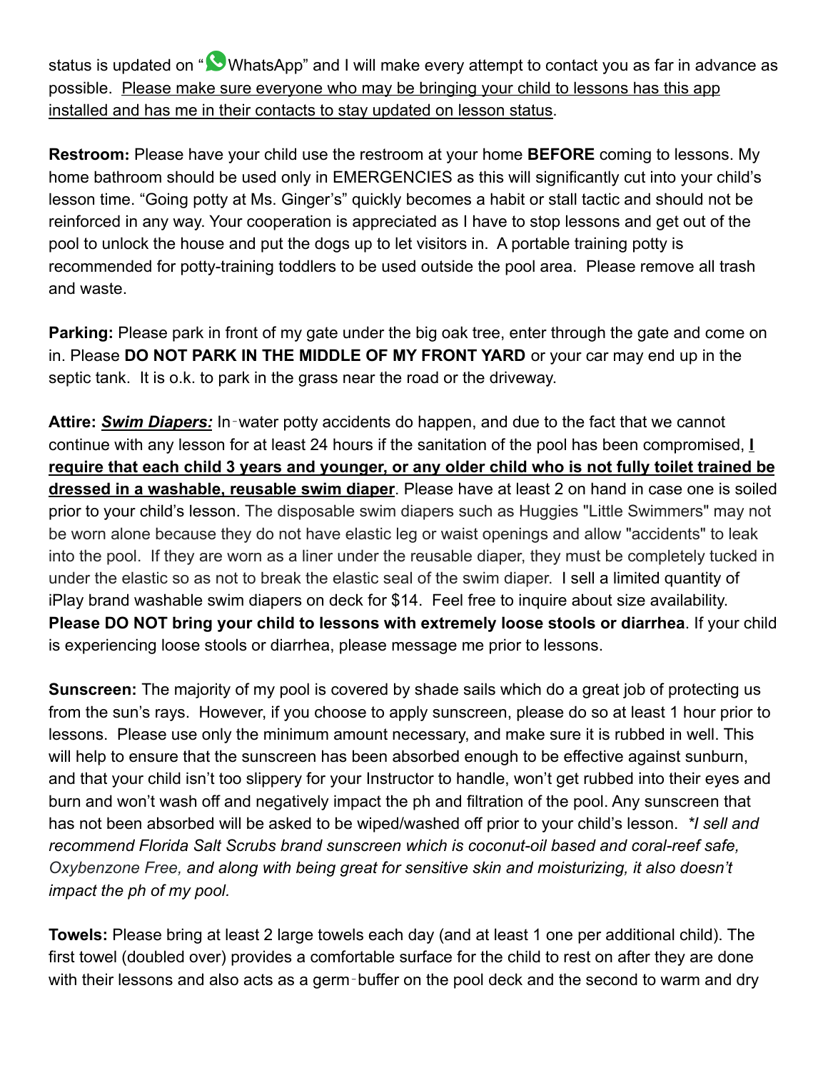status is updated on "WhatsApp" and I will make every attempt to contact you as far in advance as possible. <u>Please make sure everyone who may be bringing your child to lessons has this app installed and has me in their contacts to stay updated on lesson status</u>.

**Restroom:** Please have your child use the restroom at your home **BEFORE** coming to lessons. My home bathroom should be used only in EMERGENCIES as this will significantly cut into your child's lesson time. "Going potty at Ms. Ginger's" quickly becomes a habit or stall tactic and should not be reinforced in any way. Your cooperation is appreciated as I have to stop lessons and get out of the pool to unlock the house and put the dogs up to let visitors in. A portable training potty is recommended for potty-training toddlers to be used outside the pool area. Please remove all trash and waste.

**Parking:** Please park in front of my gate under the big oak tree, enter through the gate and come on in. Please **DO NOT PARK IN THE MIDDLE OF MY FRONT YARD** or your car may end up in the septic tank. It is o.k. to park in the grass near the road or the driveway.

**Attire:** ***<u>Swim Diapers:</u>*** In-water potty accidents do happen, and due to the fact that we cannot continue with any lesson for at least 24 hours if the sanitation of the pool has been compromised, **<u>I require that each child 3 years and younger, or any older child who is not fully toilet trained be dressed in a washable, reusable swim diaper</u>**. Please have at least 2 on hand in case one is soiled prior to your child's lesson. The disposable swim diapers such as Huggies "Little Swimmers" may not be worn alone because they do not have elastic leg or waist openings and allow "accidents" to leak into the pool. If they are worn as a liner under the reusable diaper, they must be completely tucked in under the elastic so as not to break the elastic seal of the swim diaper. I sell a limited quantity of iPlay brand washable swim diapers on deck for $14. Feel free to inquire about size availability. **Please DO NOT bring your child to lessons with extremely loose stools or diarrhea**. If your child is experiencing loose stools or diarrhea, please message me prior to lessons.

**Sunscreen:** The majority of my pool is covered by shade sails which do a great job of protecting us from the sun's rays. However, if you choose to apply sunscreen, please do so at least 1 hour prior to lessons. Please use only the minimum amount necessary, and make sure it is rubbed in well. This will help to ensure that the sunscreen has been absorbed enough to be effective against sunburn, and that your child isn't too slippery for your Instructor to handle, won't get rubbed into their eyes and burn and won't wash off and negatively impact the ph and filtration of the pool. Any sunscreen that has not been absorbed will be asked to be wiped/washed off prior to your child's lesson. *\*I sell and recommend Florida Salt Scrubs brand sunscreen which is coconut-oil based and coral-reef safe, Oxybenzone Free, and along with being great for sensitive skin and moisturizing, it also doesn't impact the ph of my pool.*

**Towels:** Please bring at least 2 large towels each day (and at least 1 one per additional child). The first towel (doubled over) provides a comfortable surface for the child to rest on after they are done with their lessons and also acts as a germ-buffer on the pool deck and the second to warm and dry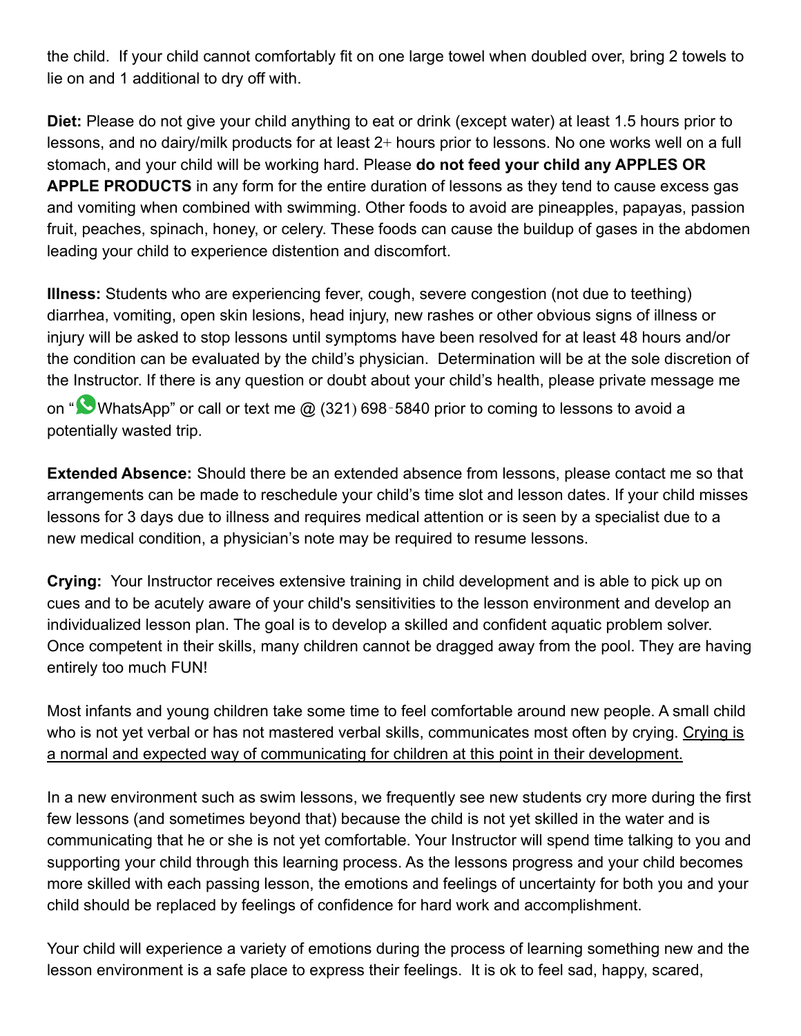the child. If your child cannot comfortably fit on one large towel when doubled over, bring 2 towels to lie on and 1 additional to dry off with.

**Diet:** Please do not give your child anything to eat or drink (except water) at least 1.5 hours prior to lessons, and no dairy/milk products for at least 2+ hours prior to lessons. No one works well on a full stomach, and your child will be working hard. Please **do not feed your child any APPLES OR APPLE PRODUCTS** in any form for the entire duration of lessons as they tend to cause excess gas and vomiting when combined with swimming. Other foods to avoid are pineapples, papayas, passion fruit, peaches, spinach, honey, or celery. These foods can cause the buildup of gases in the abdomen leading your child to experience distention and discomfort.

**Illness:** Students who are experiencing fever, cough, severe congestion (not due to teething) diarrhea, vomiting, open skin lesions, head injury, new rashes or other obvious signs of illness or injury will be asked to stop lessons until symptoms have been resolved for at least 48 hours and/or the condition can be evaluated by the child's physician. Determination will be at the sole discretion of the Instructor. If there is any question or doubt about your child's health, please private message me on "WhatsApp" or call or text me @ (321) 698-5840 prior to coming to lessons to avoid a potentially wasted trip.

**Extended Absence:** Should there be an extended absence from lessons, please contact me so that arrangements can be made to reschedule your child's time slot and lesson dates. If your child misses lessons for 3 days due to illness and requires medical attention or is seen by a specialist due to a new medical condition, a physician's note may be required to resume lessons.

**Crying:** Your Instructor receives extensive training in child development and is able to pick up on cues and to be acutely aware of your child's sensitivities to the lesson environment and develop an individualized lesson plan. The goal is to develop a skilled and confident aquatic problem solver. Once competent in their skills, many children cannot be dragged away from the pool. They are having entirely too much FUN!

Most infants and young children take some time to feel comfortable around new people. A small child who is not yet verbal or has not mastered verbal skills, communicates most often by crying. <u>Crying is a normal and expected way of communicating for children at this point in their development.</u>

In a new environment such as swim lessons, we frequently see new students cry more during the first few lessons (and sometimes beyond that) because the child is not yet skilled in the water and is communicating that he or she is not yet comfortable. Your Instructor will spend time talking to you and supporting your child through this learning process. As the lessons progress and your child becomes more skilled with each passing lesson, the emotions and feelings of uncertainty for both you and your child should be replaced by feelings of confidence for hard work and accomplishment.

Your child will experience a variety of emotions during the process of learning something new and the lesson environment is a safe place to express their feelings. It is ok to feel sad, happy, scared,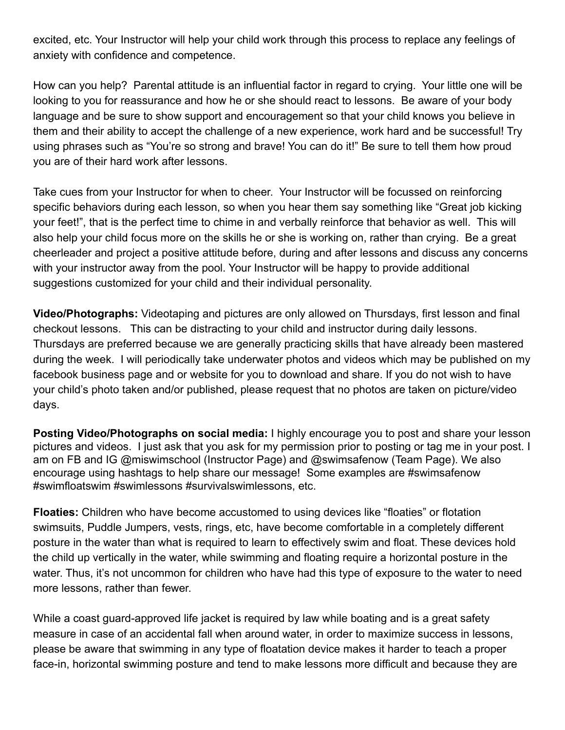excited, etc. Your Instructor will help your child work through this process to replace any feelings of anxiety with confidence and competence.

How can you help? Parental attitude is an influential factor in regard to crying. Your little one will be looking to you for reassurance and how he or she should react to lessons. Be aware of your body language and be sure to show support and encouragement so that your child knows you believe in them and their ability to accept the challenge of a new experience, work hard and be successful! Try using phrases such as "You're so strong and brave! You can do it!" Be sure to tell them how proud you are of their hard work after lessons.

Take cues from your Instructor for when to cheer. Your Instructor will be focussed on reinforcing specific behaviors during each lesson, so when you hear them say something like "Great job kicking your feet!", that is the perfect time to chime in and verbally reinforce that behavior as well. This will also help your child focus more on the skills he or she is working on, rather than crying. Be a great cheerleader and project a positive attitude before, during and after lessons and discuss any concerns with your instructor away from the pool. Your Instructor will be happy to provide additional suggestions customized for your child and their individual personality.

**Video/Photographs:** Videotaping and pictures are only allowed on Thursdays, first lesson and final checkout lessons. This can be distracting to your child and instructor during daily lessons. Thursdays are preferred because we are generally practicing skills that have already been mastered during the week. I will periodically take underwater photos and videos which may be published on my facebook business page and or website for you to download and share. If you do not wish to have your child's photo taken and/or published, please request that no photos are taken on picture/video days.

**Posting Video/Photographs on social media:** I highly encourage you to post and share your lesson pictures and videos. I just ask that you ask for my permission prior to posting or tag me in your post. I am on FB and IG @miswimschool (Instructor Page) and @swimsafenow (Team Page). We also encourage using hashtags to help share our message! Some examples are #swimsafenow #swimfloatswim #swimlessons #survivalswimlessons, etc.

**Floaties:** Children who have become accustomed to using devices like "floaties" or flotation swimsuits, Puddle Jumpers, vests, rings, etc, have become comfortable in a completely different posture in the water than what is required to learn to effectively swim and float. These devices hold the child up vertically in the water, while swimming and floating require a horizontal posture in the water. Thus, it's not uncommon for children who have had this type of exposure to the water to need more lessons, rather than fewer.

While a coast guard-approved life jacket is required by law while boating and is a great safety measure in case of an accidental fall when around water, in order to maximize success in lessons, please be aware that swimming in any type of floatation device makes it harder to teach a proper face-in, horizontal swimming posture and tend to make lessons more difficult and because they are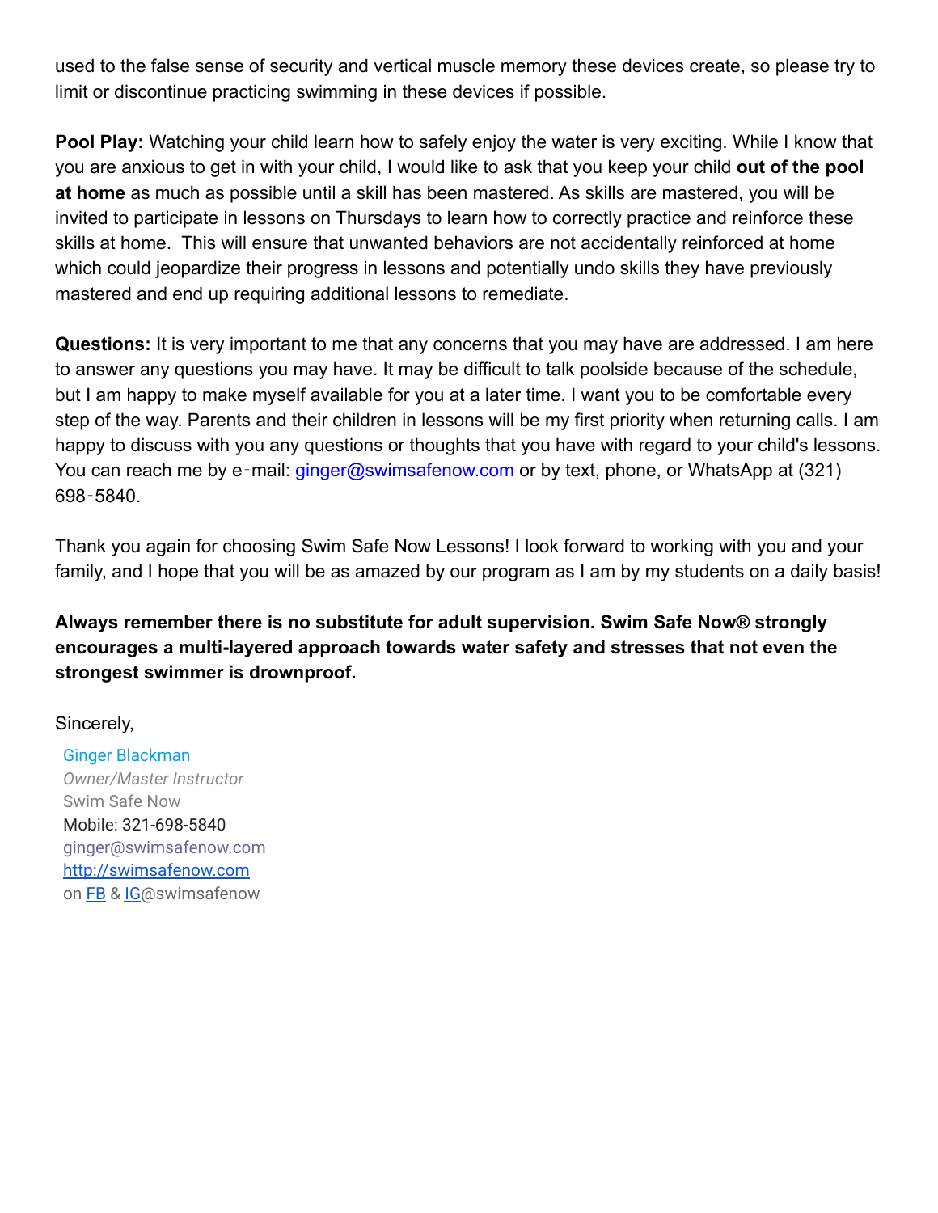used to the false sense of security and vertical muscle memory these devices create, so please try to limit or discontinue practicing swimming in these devices if possible.

**Pool Play:** Watching your child learn how to safely enjoy the water is very exciting. While I know that you are anxious to get in with your child, I would like to ask that you keep your child **out of the pool at home** as much as possible until a skill has been mastered. As skills are mastered, you will be invited to participate in lessons on Thursdays to learn how to correctly practice and reinforce these skills at home. This will ensure that unwanted behaviors are not accidentally reinforced at home which could jeopardize their progress in lessons and potentially undo skills they have previously mastered and end up requiring additional lessons to remediate.

**Questions:** It is very important to me that any concerns that you may have are addressed. I am here to answer any questions you may have. It may be difficult to talk poolside because of the schedule, but I am happy to make myself available for you at a later time. I want you to be comfortable every step of the way. Parents and their children in lessons will be my first priority when returning calls. I am happy to discuss with you any questions or thoughts that you have with regard to your child's lessons. You can reach me by e‑mail: ginger@swimsafenow.com or by text, phone, or WhatsApp at (321) 698‑5840.

Thank you again for choosing Swim Safe Now Lessons! I look forward to working with you and your family, and I hope that you will be as amazed by our program as I am by my students on a daily basis!

**Always remember there is no substitute for adult supervision. Swim Safe Now® strongly encourages a multi-layered approach towards water safety and stresses that not even the strongest swimmer is drownproof.**

Sincerely,

Ginger Blackman
*Owner/Master Instructor*
Swim Safe Now
Mobile: 321-698-5840
ginger@swimsafenow.com
http://swimsafenow.com
on FB & IG@swimsafenow